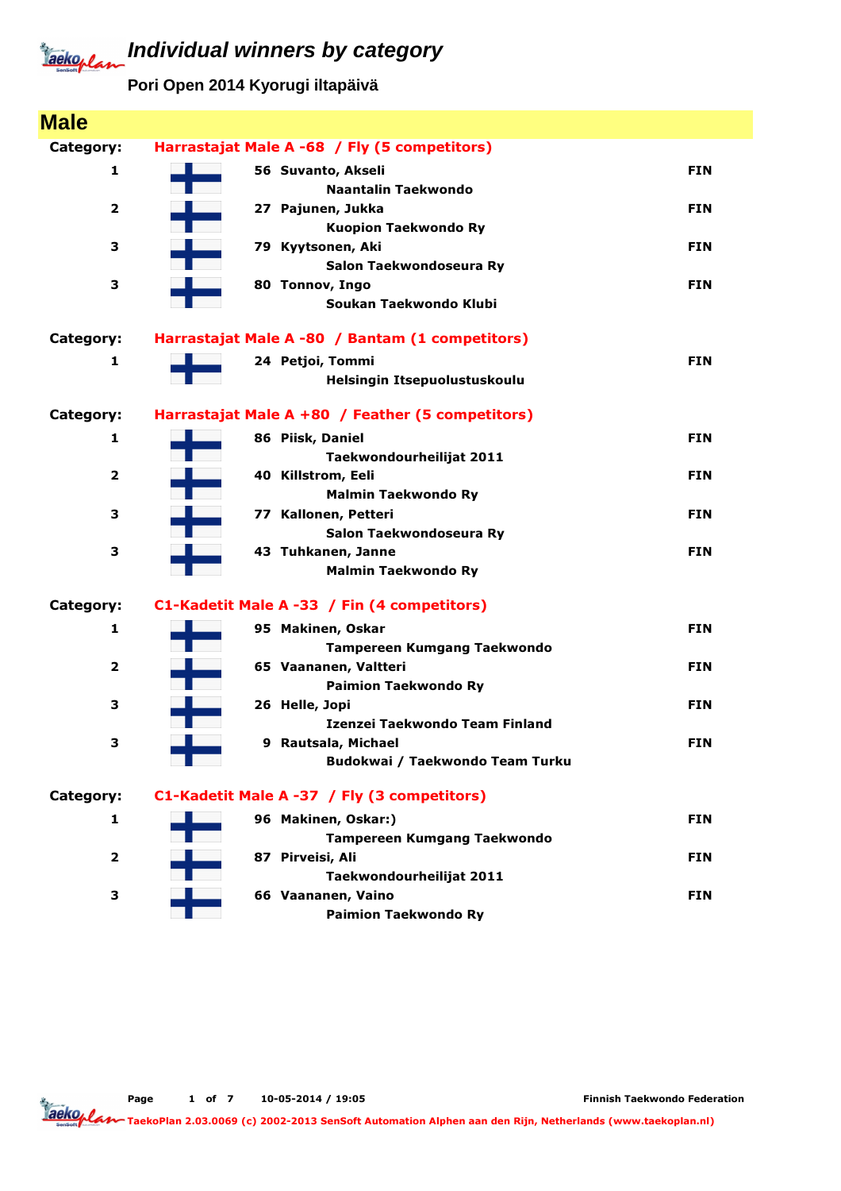# Individual winners by category

**Pori Open 2014 Kyorugi iltapäivä**

## Male

**Category: Harrastajat Male A -68 / Fly (5 competitors)**

| Place | No. | Name / Club | Country |
|---|---|---|---|
| 1 | 56 | Suvanto, Akseli<br>Naantalin Taekwondo | FIN |
| 2 | 27 | Pajunen, Jukka<br>Kuopion Taekwondo Ry | FIN |
| 3 | 79 | Kyytsonen, Aki<br>Salon Taekwondoseura Ry | FIN |
| 3 | 80 | Tonnov, Ingo<br>Soukan Taekwondo Klubi | FIN |

**Category: Harrastajat Male A -80 / Bantam (1 competitors)**

| Place | No. | Name / Club | Country |
|---|---|---|---|
| 1 | 24 | Petjoi, Tommi<br>Helsingin Itsepuolustuskoulu | FIN |

**Category: Harrastajat Male A +80 / Feather (5 competitors)**

| Place | No. | Name / Club | Country |
|---|---|---|---|
| 1 | 86 | Piisk, Daniel<br>Taekwondourheilijat 2011 | FIN |
| 2 | 40 | Killstrom, Eeli<br>Malmin Taekwondo Ry | FIN |
| 3 | 77 | Kallonen, Petteri<br>Salon Taekwondoseura Ry | FIN |
| 3 | 43 | Tuhkanen, Janne<br>Malmin Taekwondo Ry | FIN |

**Category: C1-Kadetit Male A -33 / Fin (4 competitors)**

| Place | No. | Name / Club | Country |
|---|---|---|---|
| 1 | 95 | Makinen, Oskar<br>Tampereen Kumgang Taekwondo | FIN |
| 2 | 65 | Vaananen, Valtteri<br>Paimion Taekwondo Ry | FIN |
| 3 | 26 | Helle, Jopi<br>Izenzei Taekwondo Team Finland | FIN |
| 3 | 9 | Rautsala, Michael<br>Budokwai / Taekwondo Team Turku | FIN |

**Category: C1-Kadetit Male A -37 / Fly (3 competitors)**

| Place | No. | Name / Club | Country |
|---|---|---|---|
| 1 | 96 | Makinen, Oskar:)<br>Tampereen Kumgang Taekwondo | FIN |
| 2 | 87 | Pirveisi, Ali<br>Taekwondourheilijat 2011 | FIN |
| 3 | 66 | Vaananen, Vaino<br>Paimion Taekwondo Ry | FIN |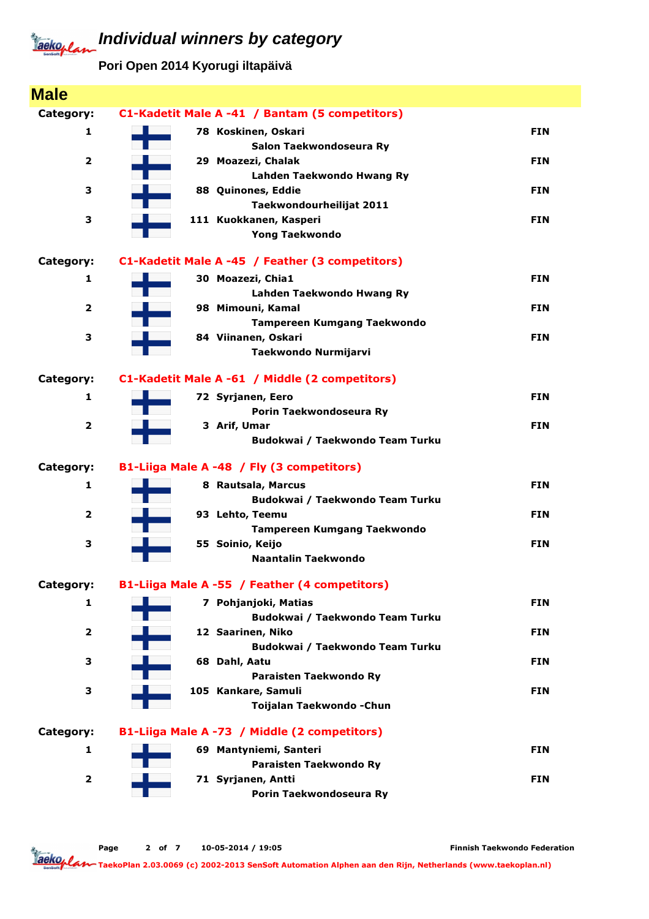# Individual winners by category

**Pori Open 2014 Kyorugi iltapäivä**

## Male

### Category: C1-Kadetit Male A -41 / Bantam (5 competitors)

| Place | No. | Name / Club | Country |
|---|---|---|---|
| 1 | 78 | **Koskinen, Oskari**<br>Salon Taekwondoseura Ry | FIN |
| 2 | 29 | **Moazezi, Chalak**<br>Lahden Taekwondo Hwang Ry | FIN |
| 3 | 88 | **Quinones, Eddie**<br>Taekwondourheilijat 2011 | FIN |
| 3 | 111 | **Kuokkanen, Kasperi**<br>Yong Taekwondo | FIN |

### Category: C1-Kadetit Male A -45 / Feather (3 competitors)

| Place | No. | Name / Club | Country |
|---|---|---|---|
| 1 | 30 | **Moazezi, Chia1**<br>Lahden Taekwondo Hwang Ry | FIN |
| 2 | 98 | **Mimouni, Kamal**<br>Tampereen Kumgang Taekwondo | FIN |
| 3 | 84 | **Viinanen, Oskari**<br>Taekwondo Nurmijarvi | FIN |

### Category: C1-Kadetit Male A -61 / Middle (2 competitors)

| Place | No. | Name / Club | Country |
|---|---|---|---|
| 1 | 72 | **Syrjanen, Eero**<br>Porin Taekwondoseura Ry | FIN |
| 2 | 3 | **Arif, Umar**<br>Budokwai / Taekwondo Team Turku | FIN |

### Category: B1-Liiga Male A -48 / Fly (3 competitors)

| Place | No. | Name / Club | Country |
|---|---|---|---|
| 1 | 8 | **Rautsala, Marcus**<br>Budokwai / Taekwondo Team Turku | FIN |
| 2 | 93 | **Lehto, Teemu**<br>Tampereen Kumgang Taekwondo | FIN |
| 3 | 55 | **Soinio, Keijo**<br>Naantalin Taekwondo | FIN |

### Category: B1-Liiga Male A -55 / Feather (4 competitors)

| Place | No. | Name / Club | Country |
|---|---|---|---|
| 1 | 7 | **Pohjanjoki, Matias**<br>Budokwai / Taekwondo Team Turku | FIN |
| 2 | 12 | **Saarinen, Niko**<br>Budokwai / Taekwondo Team Turku | FIN |
| 3 | 68 | **Dahl, Aatu**<br>Paraisten Taekwondo Ry | FIN |
| 3 | 105 | **Kankare, Samuli**<br>Toijalan Taekwondo -Chun | FIN |

### Category: B1-Liiga Male A -73 / Middle (2 competitors)

| Place | No. | Name / Club | Country |
|---|---|---|---|
| 1 | 69 | **Mantyniemi, Santeri**<br>Paraisten Taekwondo Ry | FIN |
| 2 | 71 | **Syrjanen, Antti**<br>Porin Taekwondoseura Ry | FIN |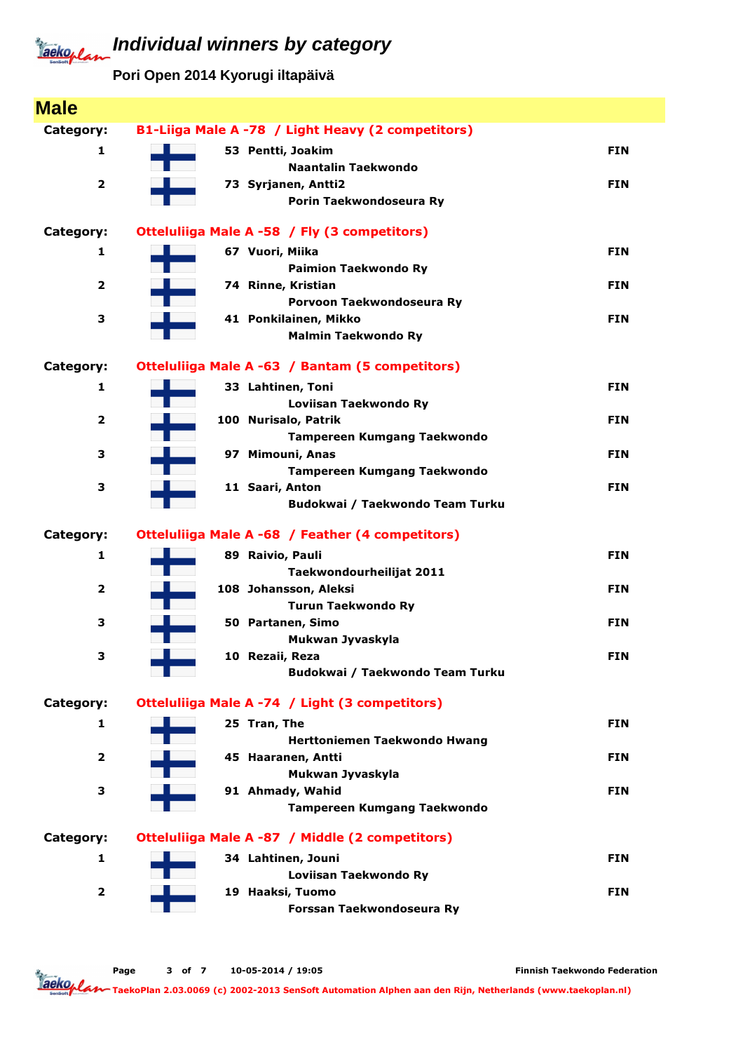# Individual winners by category

**Pori Open 2014 Kyorugi iltapäivä**

## Male

### Category: B1-Liiga Male A -78 / Light Heavy (2 competitors)

| Place | No. | Name / Club | Country |
|---|---|---|---|
| 1 | 53 | Pentti, Joakim<br>Naantalin Taekwondo | FIN |
| 2 | 73 | Syrjanen, Antti2<br>Porin Taekwondoseura Ry | FIN |

### Category: Otteluliiga Male A -58 / Fly (3 competitors)

| Place | No. | Name / Club | Country |
|---|---|---|---|
| 1 | 67 | Vuori, Miika<br>Paimion Taekwondo Ry | FIN |
| 2 | 74 | Rinne, Kristian<br>Porvoon Taekwondoseura Ry | FIN |
| 3 | 41 | Ponkilainen, Mikko<br>Malmin Taekwondo Ry | FIN |

### Category: Otteluliiga Male A -63 / Bantam (5 competitors)

| Place | No. | Name / Club | Country |
|---|---|---|---|
| 1 | 33 | Lahtinen, Toni<br>Loviisan Taekwondo Ry | FIN |
| 2 | 100 | Nurisalo, Patrik<br>Tampereen Kumgang Taekwondo | FIN |
| 3 | 97 | Mimouni, Anas<br>Tampereen Kumgang Taekwondo | FIN |
| 3 | 11 | Saari, Anton<br>Budokwai / Taekwondo Team Turku | FIN |

### Category: Otteluliiga Male A -68 / Feather (4 competitors)

| Place | No. | Name / Club | Country |
|---|---|---|---|
| 1 | 89 | Raivio, Pauli<br>Taekwondourheilijat 2011 | FIN |
| 2 | 108 | Johansson, Aleksi<br>Turun Taekwondo Ry | FIN |
| 3 | 50 | Partanen, Simo<br>Mukwan Jyvaskyla | FIN |
| 3 | 10 | Rezaii, Reza<br>Budokwai / Taekwondo Team Turku | FIN |

### Category: Otteluliiga Male A -74 / Light (3 competitors)

| Place | No. | Name / Club | Country |
|---|---|---|---|
| 1 | 25 | Tran, The<br>Herttoniemen Taekwondo Hwang | FIN |
| 2 | 45 | Haaranen, Antti<br>Mukwan Jyvaskyla | FIN |
| 3 | 91 | Ahmady, Wahid<br>Tampereen Kumgang Taekwondo | FIN |

### Category: Otteluliiga Male A -87 / Middle (2 competitors)

| Place | No. | Name / Club | Country |
|---|---|---|---|
| 1 | 34 | Lahtinen, Jouni<br>Loviisan Taekwondo Ry | FIN |
| 2 | 19 | Haaksi, Tuomo<br>Forssan Taekwondoseura Ry | FIN |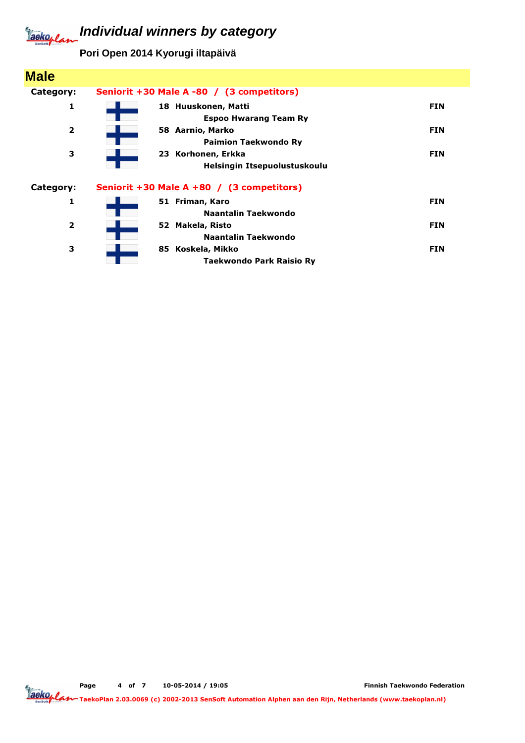# Individual winners by category

**Pori Open 2014 Kyorugi iltapäivä**

## Male

**Category:** Seniorit +30 Male A -80 / (3 competitors)

| Place | No. | Name / Club | Country |
|---|---|---|---|
| 1 | 18 | Huuskonen, Matti<br>Espoo Hwarang Team Ry | FIN |
| 2 | 58 | Aarnio, Marko<br>Paimion Taekwondo Ry | FIN |
| 3 | 23 | Korhonen, Erkka<br>Helsingin Itsepuolustuskoulu | FIN |

**Category:** Seniorit +30 Male A +80 / (3 competitors)

| Place | No. | Name / Club | Country |
|---|---|---|---|
| 1 | 51 | Friman, Karo<br>Naantalin Taekwondo | FIN |
| 2 | 52 | Makela, Risto<br>Naantalin Taekwondo | FIN |
| 3 | 85 | Koskela, Mikko<br>Taekwondo Park Raisio Ry | FIN |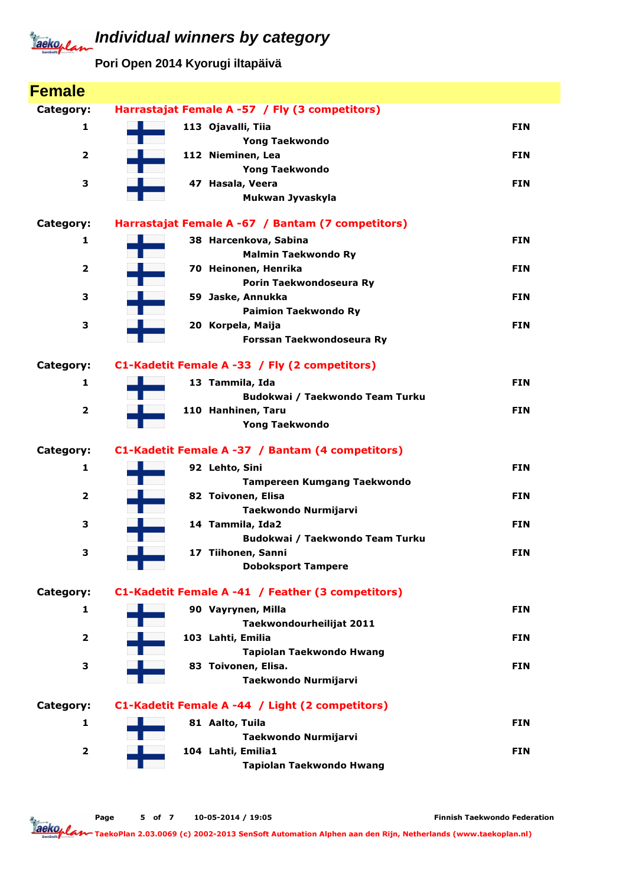# Individual winners by category

**Pori Open 2014 Kyorugi iltapäivä**

## Female

**Category: Harrastajat Female A -57 / Fly (3 competitors)**

| Place | No. | Name | Club | Country |
|---|---|---|---|---|
| 1 | 113 | Ojavalli, Tiia | Yong Taekwondo | FIN |
| 2 | 112 | Nieminen, Lea | Yong Taekwondo | FIN |
| 3 | 47 | Hasala, Veera | Mukwan Jyvaskyla | FIN |

**Category: Harrastajat Female A -67 / Bantam (7 competitors)**

| Place | No. | Name | Club | Country |
|---|---|---|---|---|
| 1 | 38 | Harcenkova, Sabina | Malmin Taekwondo Ry | FIN |
| 2 | 70 | Heinonen, Henrika | Porin Taekwondoseura Ry | FIN |
| 3 | 59 | Jaske, Annukka | Paimion Taekwondo Ry | FIN |
| 3 | 20 | Korpela, Maija | Forssan Taekwondoseura Ry | FIN |

**Category: C1-Kadetit Female A -33 / Fly (2 competitors)**

| Place | No. | Name | Club | Country |
|---|---|---|---|---|
| 1 | 13 | Tammila, Ida | Budokwai / Taekwondo Team Turku | FIN |
| 2 | 110 | Hanhinen, Taru | Yong Taekwondo | FIN |

**Category: C1-Kadetit Female A -37 / Bantam (4 competitors)**

| Place | No. | Name | Club | Country |
|---|---|---|---|---|
| 1 | 92 | Lehto, Sini | Tampereen Kumgang Taekwondo | FIN |
| 2 | 82 | Toivonen, Elisa | Taekwondo Nurmijarvi | FIN |
| 3 | 14 | Tammila, Ida2 | Budokwai / Taekwondo Team Turku | FIN |
| 3 | 17 | Tiihonen, Sanni | Doboksport Tampere | FIN |

**Category: C1-Kadetit Female A -41 / Feather (3 competitors)**

| Place | No. | Name | Club | Country |
|---|---|---|---|---|
| 1 | 90 | Vayrynen, Milla | Taekwondourheilijat 2011 | FIN |
| 2 | 103 | Lahti, Emilia | Tapiolan Taekwondo Hwang | FIN |
| 3 | 83 | Toivonen, Elisa. | Taekwondo Nurmijarvi | FIN |

**Category: C1-Kadetit Female A -44 / Light (2 competitors)**

| Place | No. | Name | Club | Country |
|---|---|---|---|---|
| 1 | 81 | Aalto, Tuila | Taekwondo Nurmijarvi | FIN |
| 2 | 104 | Lahti, Emilia1 | Tapiolan Taekwondo Hwang | FIN |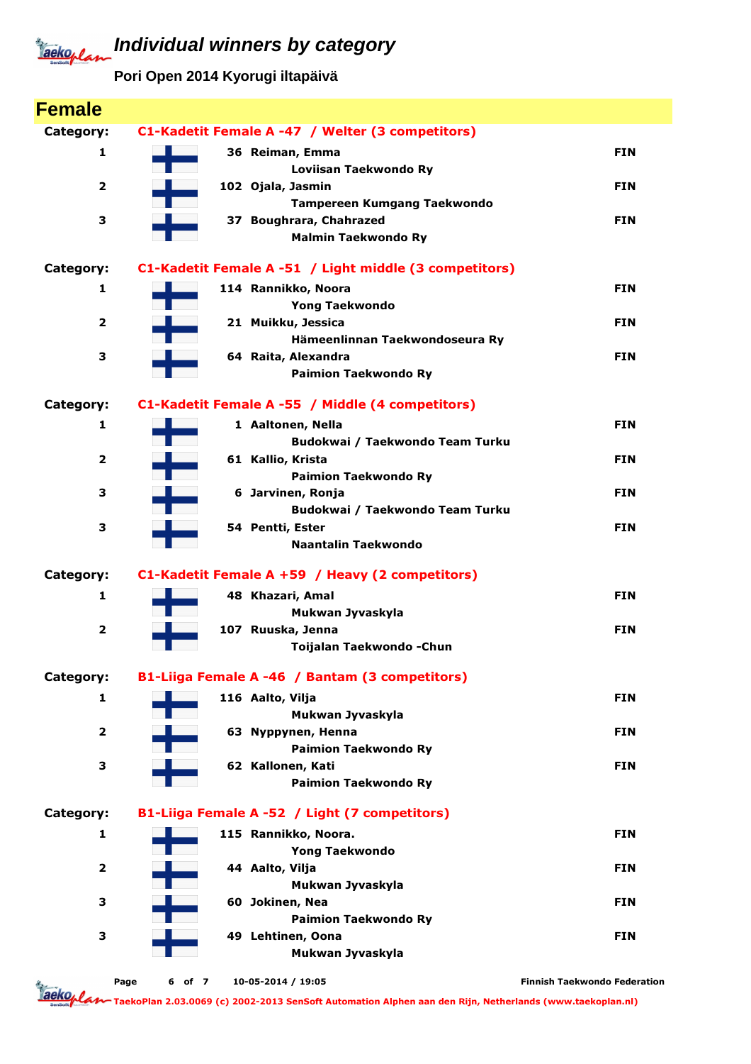# Individual winners by category

**Pori Open 2014 Kyorugi iltapäivä**

## Female

**Category: C1-Kadetit Female A -47 / Welter (3 competitors)**

| Place | No. | Name / Club | Country |
|---|---|---|---|
| 1 | 36 | Reiman, Emma<br>Loviisan Taekwondo Ry | FIN |
| 2 | 102 | Ojala, Jasmin<br>Tampereen Kumgang Taekwondo | FIN |
| 3 | 37 | Boughrara, Chahrazed<br>Malmin Taekwondo Ry | FIN |

**Category: C1-Kadetit Female A -51 / Light middle (3 competitors)**

| Place | No. | Name / Club | Country |
|---|---|---|---|
| 1 | 114 | Rannikko, Noora<br>Yong Taekwondo | FIN |
| 2 | 21 | Muikku, Jessica<br>Hämeenlinnan Taekwondoseura Ry | FIN |
| 3 | 64 | Raita, Alexandra<br>Paimion Taekwondo Ry | FIN |

**Category: C1-Kadetit Female A -55 / Middle (4 competitors)**

| Place | No. | Name / Club | Country |
|---|---|---|---|
| 1 | 1 | Aaltonen, Nella<br>Budokwai / Taekwondo Team Turku | FIN |
| 2 | 61 | Kallio, Krista<br>Paimion Taekwondo Ry | FIN |
| 3 | 6 | Jarvinen, Ronja<br>Budokwai / Taekwondo Team Turku | FIN |
| 3 | 54 | Pentti, Ester<br>Naantalin Taekwondo | FIN |

**Category: C1-Kadetit Female A +59 / Heavy (2 competitors)**

| Place | No. | Name / Club | Country |
|---|---|---|---|
| 1 | 48 | Khazari, Amal<br>Mukwan Jyvaskyla | FIN |
| 2 | 107 | Ruuska, Jenna<br>Toijalan Taekwondo -Chun | FIN |

**Category: B1-Liiga Female A -46 / Bantam (3 competitors)**

| Place | No. | Name / Club | Country |
|---|---|---|---|
| 1 | 116 | Aalto, Vilja<br>Mukwan Jyvaskyla | FIN |
| 2 | 63 | Nyppynen, Henna<br>Paimion Taekwondo Ry | FIN |
| 3 | 62 | Kallonen, Kati<br>Paimion Taekwondo Ry | FIN |

**Category: B1-Liiga Female A -52 / Light (7 competitors)**

| Place | No. | Name / Club | Country |
|---|---|---|---|
| 1 | 115 | Rannikko, Noora.<br>Yong Taekwondo | FIN |
| 2 | 44 | Aalto, Vilja<br>Mukwan Jyvaskyla | FIN |
| 3 | 60 | Jokinen, Nea<br>Paimion Taekwondo Ry | FIN |
| 3 | 49 | Lehtinen, Oona<br>Mukwan Jyvaskyla | FIN |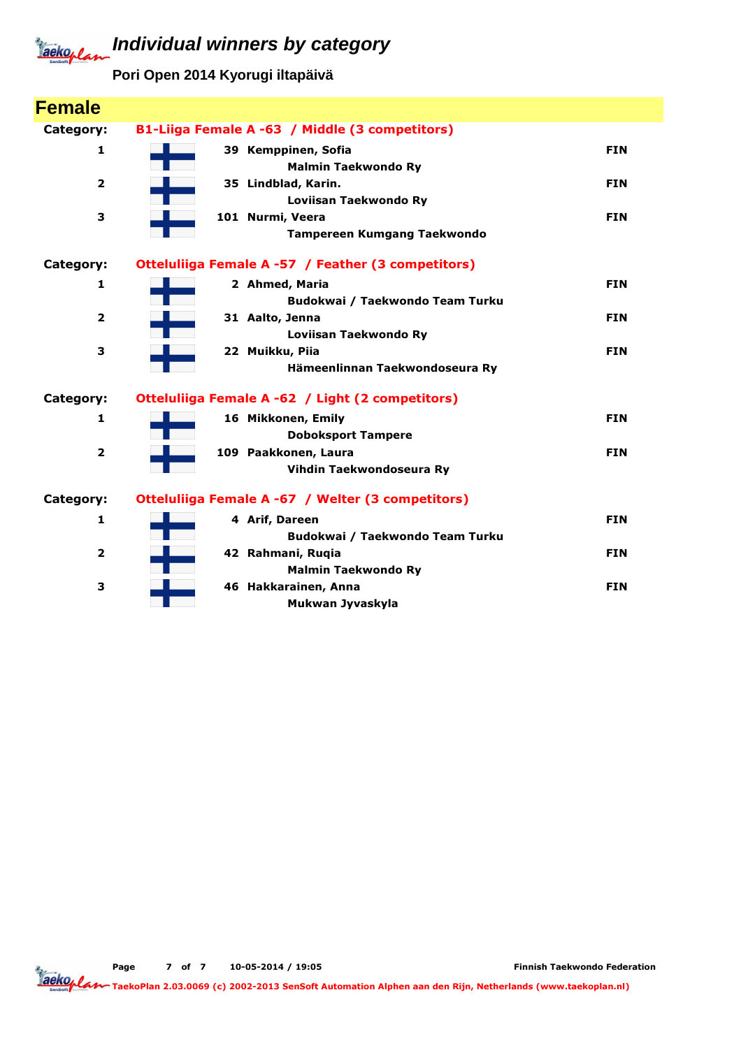# Individual winners by category

**Pori Open 2014 Kyorugi iltapäivä**

## Female

**Category: B1-Liiga Female A -63 / Middle (3 competitors)**

| Place | No. | Name / Club | Country |
|---|---|---|---|
| 1 | 39 | Kemppinen, Sofia<br>Malmin Taekwondo Ry | FIN |
| 2 | 35 | Lindblad, Karin.<br>Loviisan Taekwondo Ry | FIN |
| 3 | 101 | Nurmi, Veera<br>Tampereen Kumgang Taekwondo | FIN |

**Category: Otteluliiga Female A -57 / Feather (3 competitors)**

| Place | No. | Name / Club | Country |
|---|---|---|---|
| 1 | 2 | Ahmed, Maria<br>Budokwai / Taekwondo Team Turku | FIN |
| 2 | 31 | Aalto, Jenna<br>Loviisan Taekwondo Ry | FIN |
| 3 | 22 | Muikku, Piia<br>Hämeenlinnan Taekwondoseura Ry | FIN |

**Category: Otteluliiga Female A -62 / Light (2 competitors)**

| Place | No. | Name / Club | Country |
|---|---|---|---|
| 1 | 16 | Mikkonen, Emily<br>Doboksport Tampere | FIN |
| 2 | 109 | Paakkonen, Laura<br>Vihdin Taekwondoseura Ry | FIN |

**Category: Otteluliiga Female A -67 / Welter (3 competitors)**

| Place | No. | Name / Club | Country |
|---|---|---|---|
| 1 | 4 | Arif, Dareen<br>Budokwai / Taekwondo Team Turku | FIN |
| 2 | 42 | Rahmani, Ruqia<br>Malmin Taekwondo Ry | FIN |
| 3 | 46 | Hakkarainen, Anna<br>Mukwan Jyvaskyla | FIN |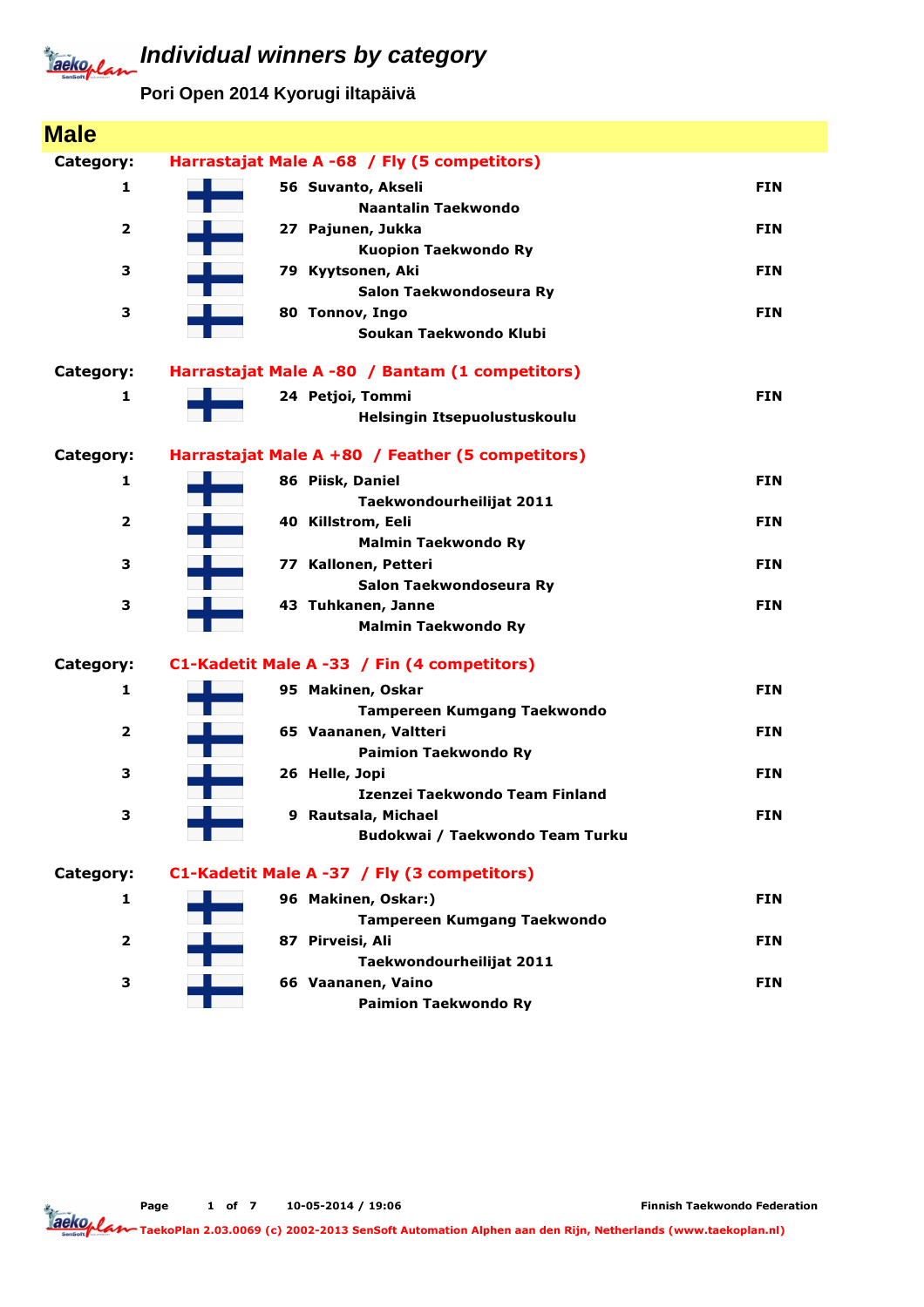# Individual winners by category

**Pori Open 2014 Kyorugi iltapäivä**

## Male

**Category: Harrastajat Male A -68 / Fly (5 competitors)**

| Place | No. | Name | Club | Country |
|---|---|---|---|---|
| 1 | 56 | Suvanto, Akseli | Naantalin Taekwondo | FIN |
| 2 | 27 | Pajunen, Jukka | Kuopion Taekwondo Ry | FIN |
| 3 | 79 | Kyytsonen, Aki | Salon Taekwondoseura Ry | FIN |
| 3 | 80 | Tonnov, Ingo | Soukan Taekwondo Klubi | FIN |

**Category: Harrastajat Male A -80 / Bantam (1 competitors)**

| Place | No. | Name | Club | Country |
|---|---|---|---|---|
| 1 | 24 | Petjoi, Tommi | Helsingin Itsepuolustuskoulu | FIN |

**Category: Harrastajat Male A +80 / Feather (5 competitors)**

| Place | No. | Name | Club | Country |
|---|---|---|---|---|
| 1 | 86 | Piisk, Daniel | Taekwondourheilijat 2011 | FIN |
| 2 | 40 | Killstrom, Eeli | Malmin Taekwondo Ry | FIN |
| 3 | 77 | Kallonen, Petteri | Salon Taekwondoseura Ry | FIN |
| 3 | 43 | Tuhkanen, Janne | Malmin Taekwondo Ry | FIN |

**Category: C1-Kadetit Male A -33 / Fin (4 competitors)**

| Place | No. | Name | Club | Country |
|---|---|---|---|---|
| 1 | 95 | Makinen, Oskar | Tampereen Kumgang Taekwondo | FIN |
| 2 | 65 | Vaananen, Valtteri | Paimion Taekwondo Ry | FIN |
| 3 | 26 | Helle, Jopi | Izenzei Taekwondo Team Finland | FIN |
| 3 | 9 | Rautsala, Michael | Budokwai / Taekwondo Team Turku | FIN |

**Category: C1-Kadetit Male A -37 / Fly (3 competitors)**

| Place | No. | Name | Club | Country |
|---|---|---|---|---|
| 1 | 96 | Makinen, Oskar:) | Tampereen Kumgang Taekwondo | FIN |
| 2 | 87 | Pirveisi, Ali | Taekwondourheilijat 2011 | FIN |
| 3 | 66 | Vaananen, Vaino | Paimion Taekwondo Ry | FIN |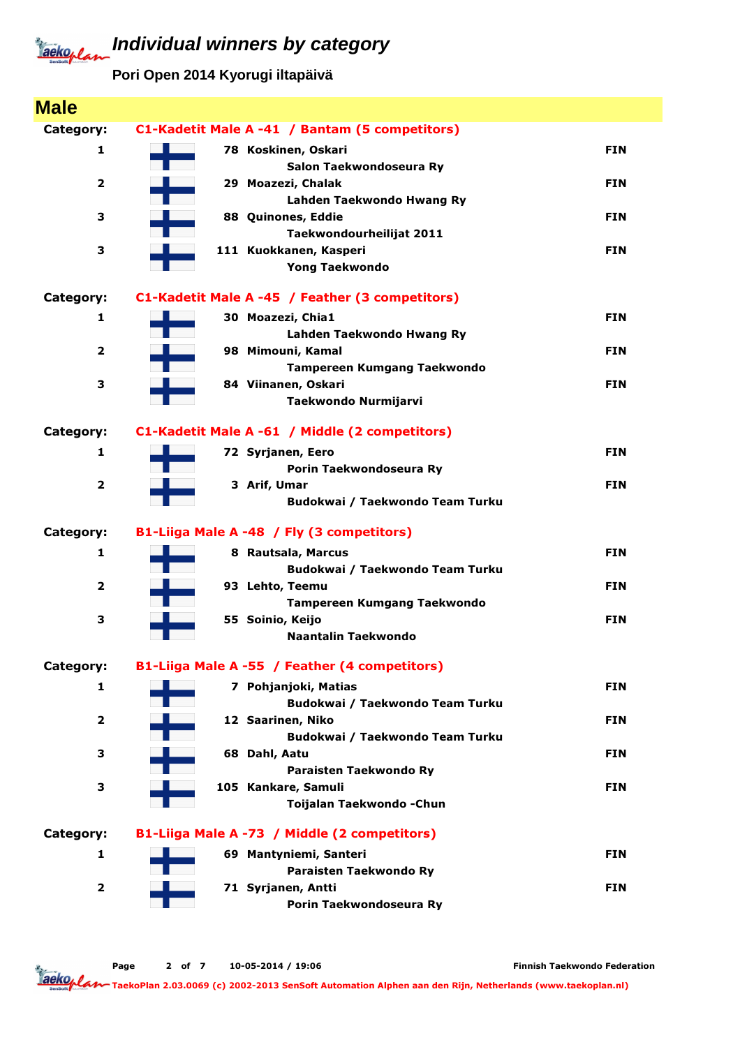# Individual winners by category

**Pori Open 2014 Kyorugi iltapäivä**

## Male

### Category: C1-Kadetit Male A -41 / Bantam (5 competitors)

| Place | No. | Name / Club | Country |
|---|---|---|---|
| 1 | 78 | Koskinen, Oskari<br>Salon Taekwondoseura Ry | FIN |
| 2 | 29 | Moazezi, Chalak<br>Lahden Taekwondo Hwang Ry | FIN |
| 3 | 88 | Quinones, Eddie<br>Taekwondourheilijat 2011 | FIN |
| 3 | 111 | Kuokkanen, Kasperi<br>Yong Taekwondo | FIN |

### Category: C1-Kadetit Male A -45 / Feather (3 competitors)

| Place | No. | Name / Club | Country |
|---|---|---|---|
| 1 | 30 | Moazezi, Chia1<br>Lahden Taekwondo Hwang Ry | FIN |
| 2 | 98 | Mimouni, Kamal<br>Tampereen Kumgang Taekwondo | FIN |
| 3 | 84 | Viinanen, Oskari<br>Taekwondo Nurmijarvi | FIN |

### Category: C1-Kadetit Male A -61 / Middle (2 competitors)

| Place | No. | Name / Club | Country |
|---|---|---|---|
| 1 | 72 | Syrjanen, Eero<br>Porin Taekwondoseura Ry | FIN |
| 2 | 3 | Arif, Umar<br>Budokwai / Taekwondo Team Turku | FIN |

### Category: B1-Liiga Male A -48 / Fly (3 competitors)

| Place | No. | Name / Club | Country |
|---|---|---|---|
| 1 | 8 | Rautsala, Marcus<br>Budokwai / Taekwondo Team Turku | FIN |
| 2 | 93 | Lehto, Teemu<br>Tampereen Kumgang Taekwondo | FIN |
| 3 | 55 | Soinio, Keijo<br>Naantalin Taekwondo | FIN |

### Category: B1-Liiga Male A -55 / Feather (4 competitors)

| Place | No. | Name / Club | Country |
|---|---|---|---|
| 1 | 7 | Pohjanjoki, Matias<br>Budokwai / Taekwondo Team Turku | FIN |
| 2 | 12 | Saarinen, Niko<br>Budokwai / Taekwondo Team Turku | FIN |
| 3 | 68 | Dahl, Aatu<br>Paraisten Taekwondo Ry | FIN |
| 3 | 105 | Kankare, Samuli<br>Toijalan Taekwondo -Chun | FIN |

### Category: B1-Liiga Male A -73 / Middle (2 competitors)

| Place | No. | Name / Club | Country |
|---|---|---|---|
| 1 | 69 | Mantyniemi, Santeri<br>Paraisten Taekwondo Ry | FIN |
| 2 | 71 | Syrjanen, Antti<br>Porin Taekwondoseura Ry | FIN |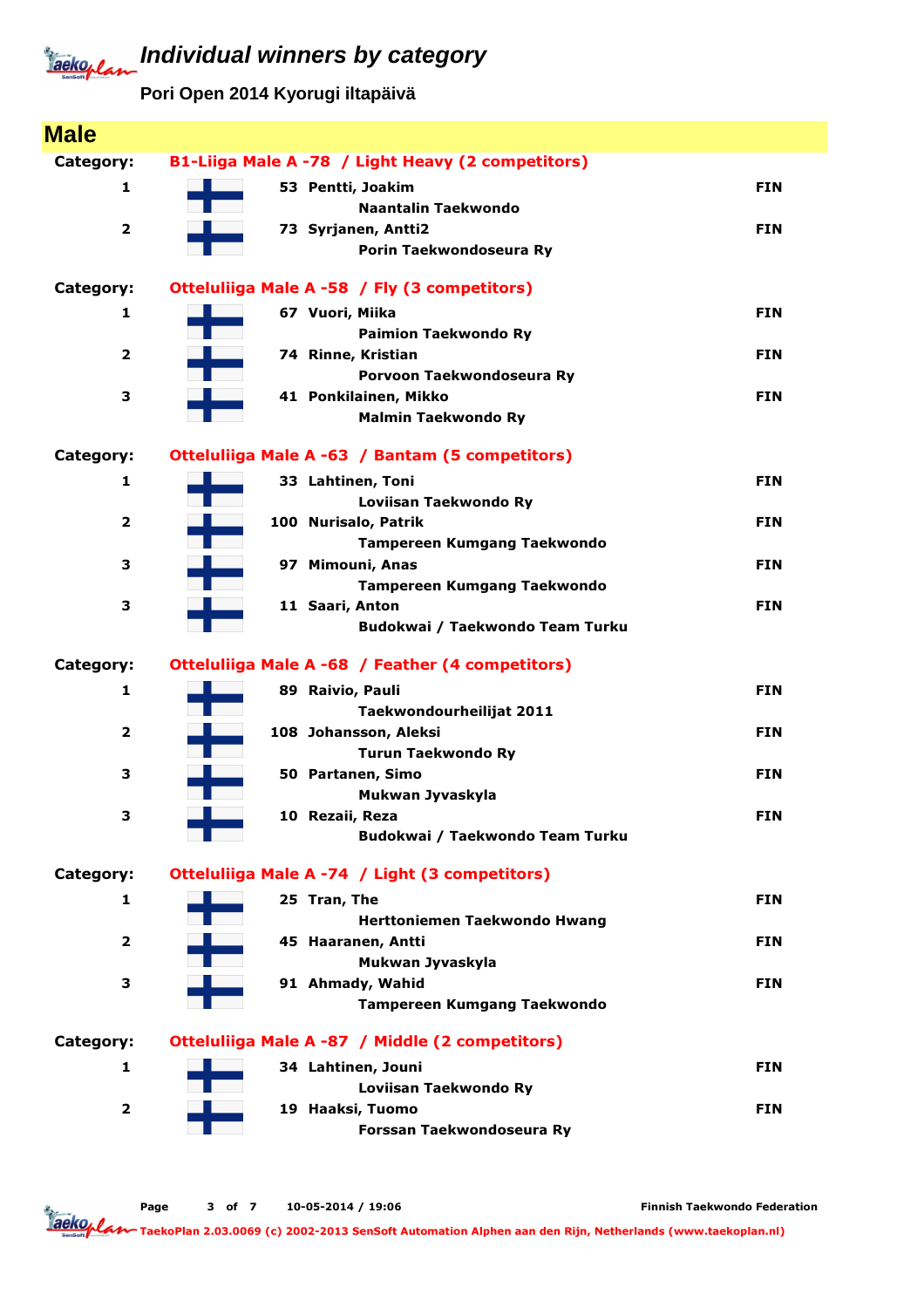# Individual winners by category

**Pori Open 2014 Kyorugi iltapäivä**

## Male

**Category:** B1-Liiga Male A -78 / Light Heavy (2 competitors)

| Rank | No. | Name | Club | Country |
|---|---|---|---|---|
| 1 | 53 | Pentti, Joakim | Naantalin Taekwondo | FIN |
| 2 | 73 | Syrjanen, Antti2 | Porin Taekwondoseura Ry | FIN |

**Category:** Otteluliiga Male A -58 / Fly (3 competitors)

| Rank | No. | Name | Club | Country |
|---|---|---|---|---|
| 1 | 67 | Vuori, Miika | Paimion Taekwondo Ry | FIN |
| 2 | 74 | Rinne, Kristian | Porvoon Taekwondoseura Ry | FIN |
| 3 | 41 | Ponkilainen, Mikko | Malmin Taekwondo Ry | FIN |

**Category:** Otteluliiga Male A -63 / Bantam (5 competitors)

| Rank | No. | Name | Club | Country |
|---|---|---|---|---|
| 1 | 33 | Lahtinen, Toni | Loviisan Taekwondo Ry | FIN |
| 2 | 100 | Nurisalo, Patrik | Tampereen Kumgang Taekwondo | FIN |
| 3 | 97 | Mimouni, Anas | Tampereen Kumgang Taekwondo | FIN |
| 3 | 11 | Saari, Anton | Budokwai / Taekwondo Team Turku | FIN |

**Category:** Otteluliiga Male A -68 / Feather (4 competitors)

| Rank | No. | Name | Club | Country |
|---|---|---|---|---|
| 1 | 89 | Raivio, Pauli | Taekwondourheilijat 2011 | FIN |
| 2 | 108 | Johansson, Aleksi | Turun Taekwondo Ry | FIN |
| 3 | 50 | Partanen, Simo | Mukwan Jyvaskyla | FIN |
| 3 | 10 | Rezaii, Reza | Budokwai / Taekwondo Team Turku | FIN |

**Category:** Otteluliiga Male A -74 / Light (3 competitors)

| Rank | No. | Name | Club | Country |
|---|---|---|---|---|
| 1 | 25 | Tran, The | Herttoniemen Taekwondo Hwang | FIN |
| 2 | 45 | Haaranen, Antti | Mukwan Jyvaskyla | FIN |
| 3 | 91 | Ahmady, Wahid | Tampereen Kumgang Taekwondo | FIN |

**Category:** Otteluliiga Male A -87 / Middle (2 competitors)

| Rank | No. | Name | Club | Country |
|---|---|---|---|---|
| 1 | 34 | Lahtinen, Jouni | Loviisan Taekwondo Ry | FIN |
| 2 | 19 | Haaksi, Tuomo | Forssan Taekwondoseura Ry | FIN |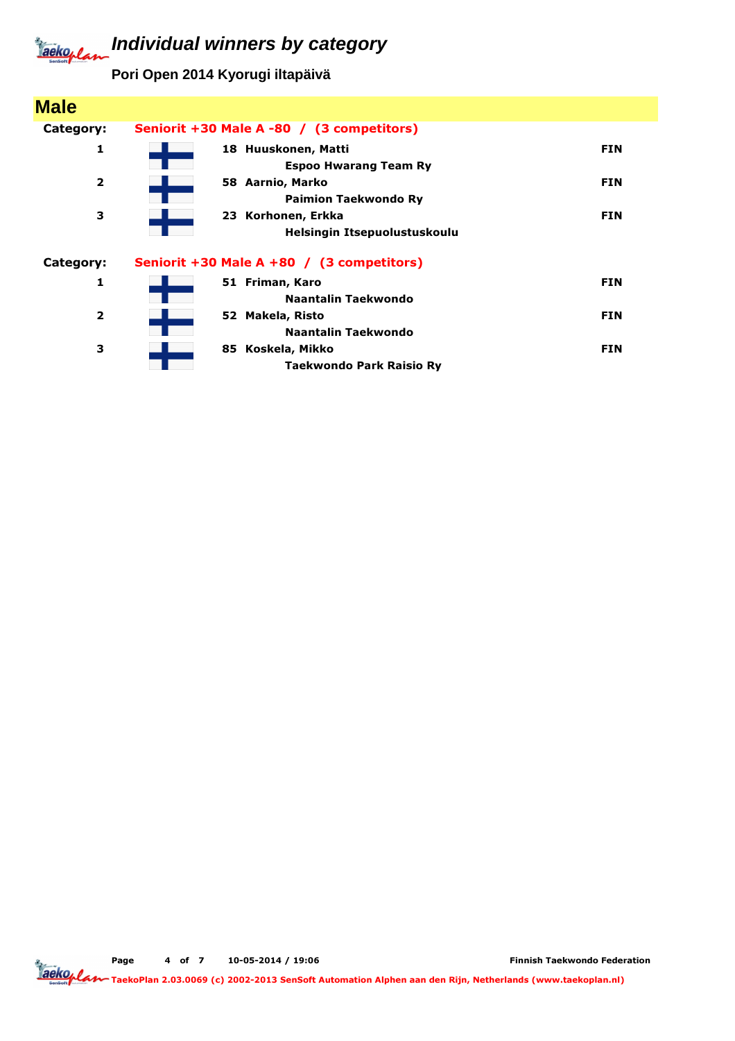# Individual winners by category

**Pori Open 2014 Kyorugi iltapäivä**

## Male

**Category:** Seniorit +30 Male A -80 / (3 competitors)

| Place | No. | Name / Club | Country |
|---|---|---|---|
| 1 | 18 | **Huuskonen, Matti**<br>Espoo Hwarang Team Ry | FIN |
| 2 | 58 | **Aarnio, Marko**<br>Paimion Taekwondo Ry | FIN |
| 3 | 23 | **Korhonen, Erkka**<br>Helsingin Itsepuolustuskoulu | FIN |

**Category:** Seniorit +30 Male A +80 / (3 competitors)

| Place | No. | Name / Club | Country |
|---|---|---|---|
| 1 | 51 | **Friman, Karo**<br>Naantalin Taekwondo | FIN |
| 2 | 52 | **Makela, Risto**<br>Naantalin Taekwondo | FIN |
| 3 | 85 | **Koskela, Mikko**<br>Taekwondo Park Raisio Ry | FIN |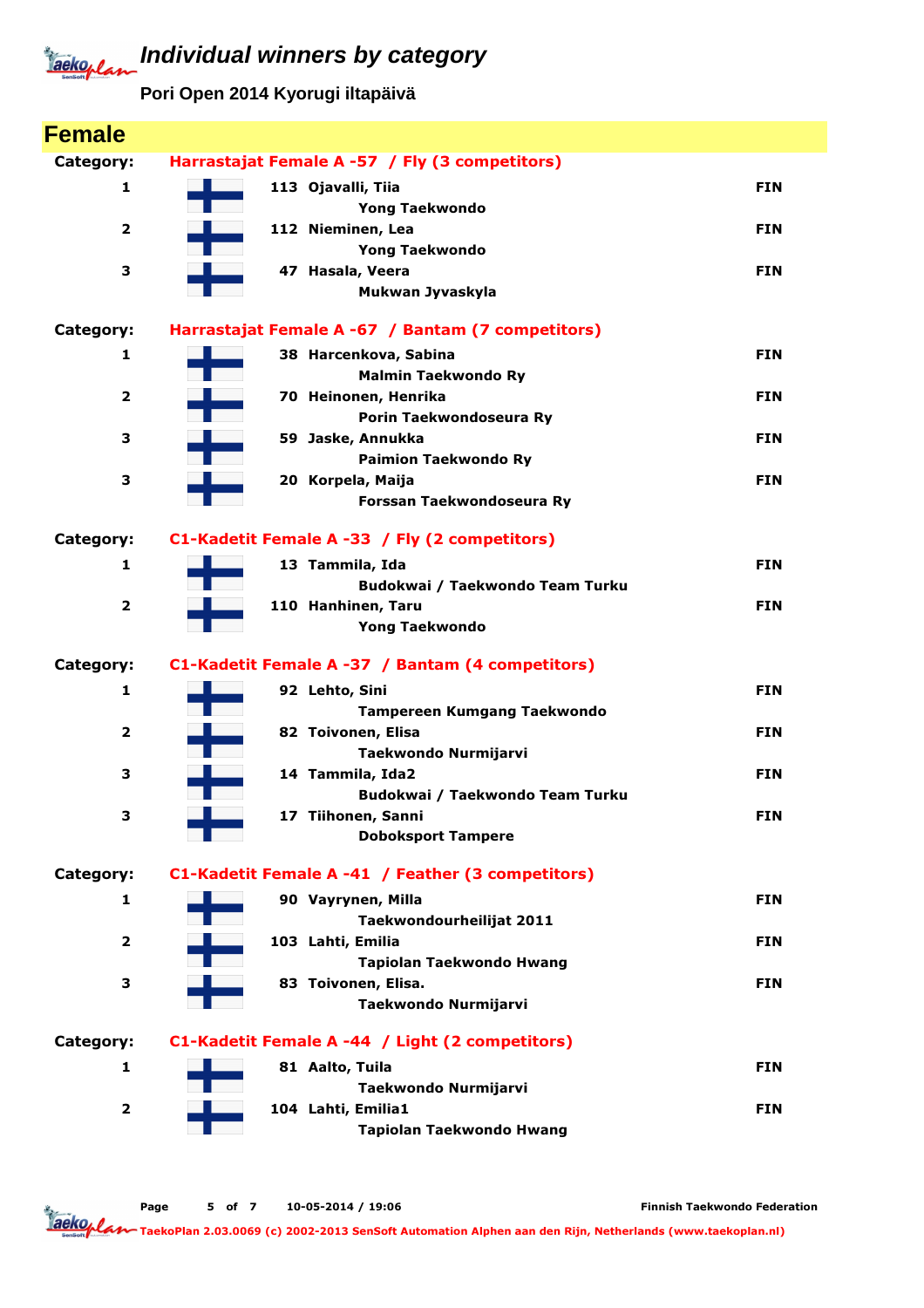# Individual winners by category

**Pori Open 2014 Kyorugi iltapäivä**

## Female

### Category: Harrastajat Female A -57 / Fly (3 competitors)

| Place | No. | Name | Club | Country |
|---|---|---|---|---|
| 1 | 113 | Ojavalli, Tiia | Yong Taekwondo | FIN |
| 2 | 112 | Nieminen, Lea | Yong Taekwondo | FIN |
| 3 | 47 | Hasala, Veera | Mukwan Jyvaskyla | FIN |

### Category: Harrastajat Female A -67 / Bantam (7 competitors)

| Place | No. | Name | Club | Country |
|---|---|---|---|---|
| 1 | 38 | Harcenkova, Sabina | Malmin Taekwondo Ry | FIN |
| 2 | 70 | Heinonen, Henrika | Porin Taekwondoseura Ry | FIN |
| 3 | 59 | Jaske, Annukka | Paimion Taekwondo Ry | FIN |
| 3 | 20 | Korpela, Maija | Forssan Taekwondoseura Ry | FIN |

### Category: C1-Kadetit Female A -33 / Fly (2 competitors)

| Place | No. | Name | Club | Country |
|---|---|---|---|---|
| 1 | 13 | Tammila, Ida | Budokwai / Taekwondo Team Turku | FIN |
| 2 | 110 | Hanhinen, Taru | Yong Taekwondo | FIN |

### Category: C1-Kadetit Female A -37 / Bantam (4 competitors)

| Place | No. | Name | Club | Country |
|---|---|---|---|---|
| 1 | 92 | Lehto, Sini | Tampereen Kumgang Taekwondo | FIN |
| 2 | 82 | Toivonen, Elisa | Taekwondo Nurmijarvi | FIN |
| 3 | 14 | Tammila, Ida2 | Budokwai / Taekwondo Team Turku | FIN |
| 3 | 17 | Tiihonen, Sanni | Doboksport Tampere | FIN |

### Category: C1-Kadetit Female A -41 / Feather (3 competitors)

| Place | No. | Name | Club | Country |
|---|---|---|---|---|
| 1 | 90 | Vayrynen, Milla | Taekwondourheilijat 2011 | FIN |
| 2 | 103 | Lahti, Emilia | Tapiolan Taekwondo Hwang | FIN |
| 3 | 83 | Toivonen, Elisa. | Taekwondo Nurmijarvi | FIN |

### Category: C1-Kadetit Female A -44 / Light (2 competitors)

| Place | No. | Name | Club | Country |
|---|---|---|---|---|
| 1 | 81 | Aalto, Tuila | Taekwondo Nurmijarvi | FIN |
| 2 | 104 | Lahti, Emilia1 | Tapiolan Taekwondo Hwang | FIN |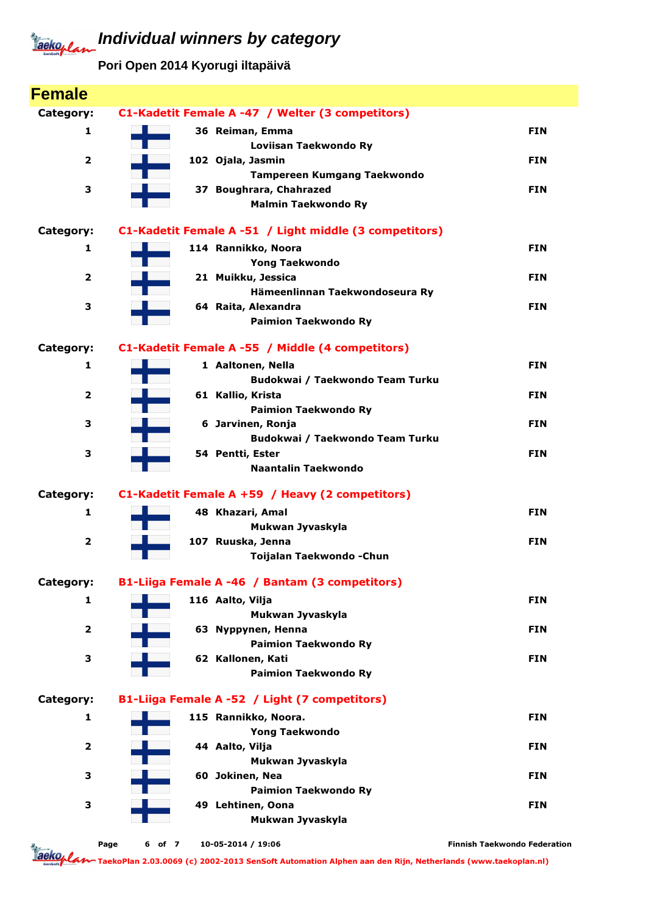# Individual winners by category

## Pori Open 2014 Kyorugi iltapäivä

## Female

**Category: C1-Kadetit Female A -47 / Welter (3 competitors)**

| Place | No. | Name | Club | Country |
|---|---|---|---|---|
| 1 | 36 | Reiman, Emma | Loviisan Taekwondo Ry | FIN |
| 2 | 102 | Ojala, Jasmin | Tampereen Kumgang Taekwondo | FIN |
| 3 | 37 | Boughrara, Chahrazed | Malmin Taekwondo Ry | FIN |

**Category: C1-Kadetit Female A -51 / Light middle (3 competitors)**

| Place | No. | Name | Club | Country |
|---|---|---|---|---|
| 1 | 114 | Rannikko, Noora | Yong Taekwondo | FIN |
| 2 | 21 | Muikku, Jessica | Hämeenlinnan Taekwondoseura Ry | FIN |
| 3 | 64 | Raita, Alexandra | Paimion Taekwondo Ry | FIN |

**Category: C1-Kadetit Female A -55 / Middle (4 competitors)**

| Place | No. | Name | Club | Country |
|---|---|---|---|---|
| 1 | 1 | Aaltonen, Nella | Budokwai / Taekwondo Team Turku | FIN |
| 2 | 61 | Kallio, Krista | Paimion Taekwondo Ry | FIN |
| 3 | 6 | Jarvinen, Ronja | Budokwai / Taekwondo Team Turku | FIN |
| 3 | 54 | Pentti, Ester | Naantalin Taekwondo | FIN |

**Category: C1-Kadetit Female A +59 / Heavy (2 competitors)**

| Place | No. | Name | Club | Country |
|---|---|---|---|---|
| 1 | 48 | Khazari, Amal | Mukwan Jyvaskyla | FIN |
| 2 | 107 | Ruuska, Jenna | Toijalan Taekwondo -Chun | FIN |

**Category: B1-Liiga Female A -46 / Bantam (3 competitors)**

| Place | No. | Name | Club | Country |
|---|---|---|---|---|
| 1 | 116 | Aalto, Vilja | Mukwan Jyvaskyla | FIN |
| 2 | 63 | Nyppynen, Henna | Paimion Taekwondo Ry | FIN |
| 3 | 62 | Kallonen, Kati | Paimion Taekwondo Ry | FIN |

**Category: B1-Liiga Female A -52 / Light (7 competitors)**

| Place | No. | Name | Club | Country |
|---|---|---|---|---|
| 1 | 115 | Rannikko, Noora. | Yong Taekwondo | FIN |
| 2 | 44 | Aalto, Vilja | Mukwan Jyvaskyla | FIN |
| 3 | 60 | Jokinen, Nea | Paimion Taekwondo Ry | FIN |
| 3 | 49 | Lehtinen, Oona | Mukwan Jyvaskyla | FIN |

10-05-2014 / 19:06 — Finnish Taekwondo Federation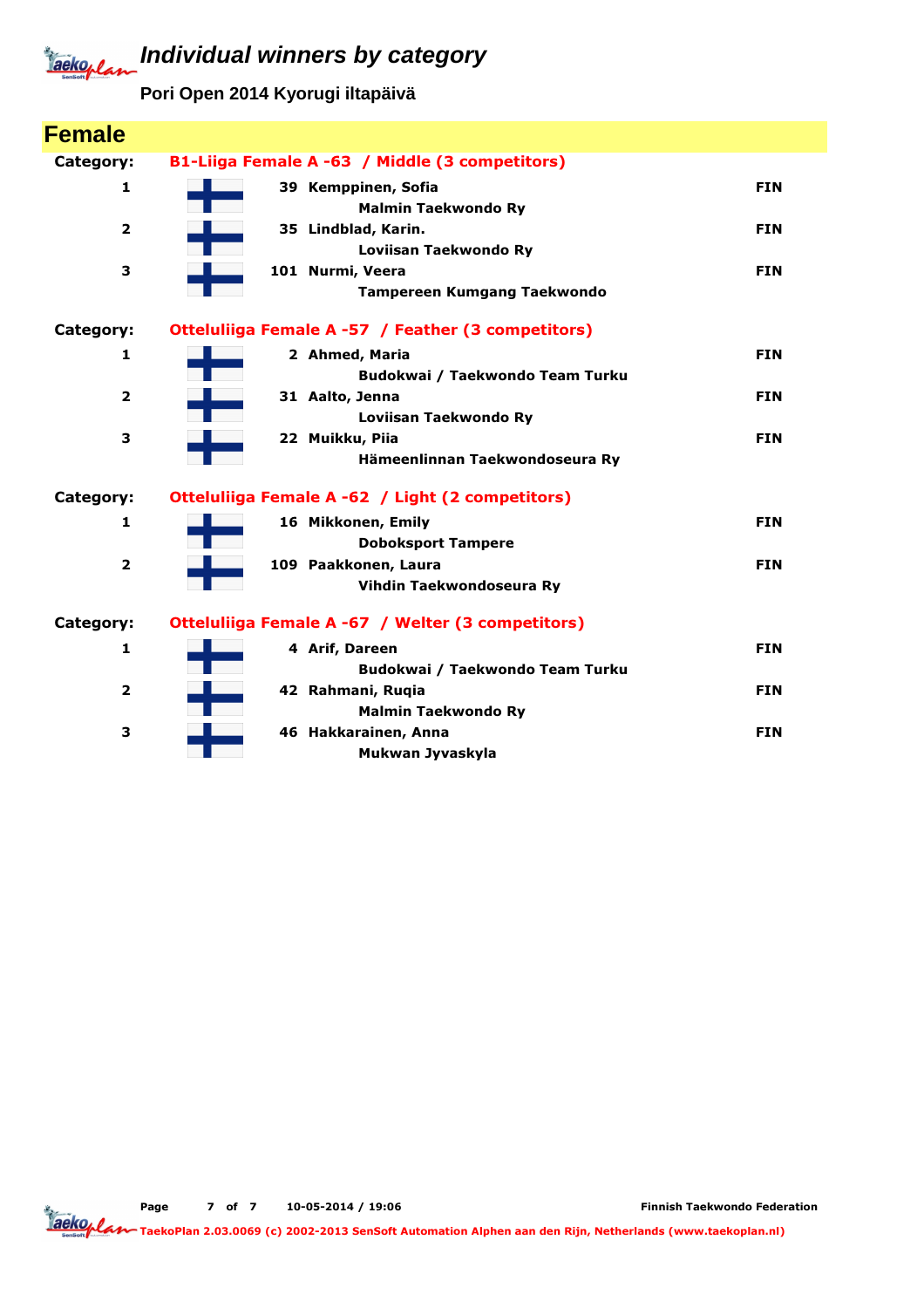# Individual winners by category

**Pori Open 2014 Kyorugi iltapäivä**

## Female

**Category: B1-Liiga Female A -63 / Middle (3 competitors)**

| | | | |
|---|---|---|---|
| 1 | 39 Kemppinen, Sofia | Malmin Taekwondo Ry | FIN |
| 2 | 35 Lindblad, Karin. | Loviisan Taekwondo Ry | FIN |
| 3 | 101 Nurmi, Veera | Tampereen Kumgang Taekwondo | FIN |

**Category: Otteluliiga Female A -57 / Feather (3 competitors)**

| | | | |
|---|---|---|---|
| 1 | 2 Ahmed, Maria | Budokwai / Taekwondo Team Turku | FIN |
| 2 | 31 Aalto, Jenna | Loviisan Taekwondo Ry | FIN |
| 3 | 22 Muikku, Piia | Hämeenlinnan Taekwondoseura Ry | FIN |

**Category: Otteluliiga Female A -62 / Light (2 competitors)**

| | | | |
|---|---|---|---|
| 1 | 16 Mikkonen, Emily | Doboksport Tampere | FIN |
| 2 | 109 Paakkonen, Laura | Vihdin Taekwondoseura Ry | FIN |

**Category: Otteluliiga Female A -67 / Welter (3 competitors)**

| | | | |
|---|---|---|---|
| 1 | 4 Arif, Dareen | Budokwai / Taekwondo Team Turku | FIN |
| 2 | 42 Rahmani, Ruqia | Malmin Taekwondo Ry | FIN |
| 3 | 46 Hakkarainen, Anna | Mukwan Jyvaskyla | FIN |